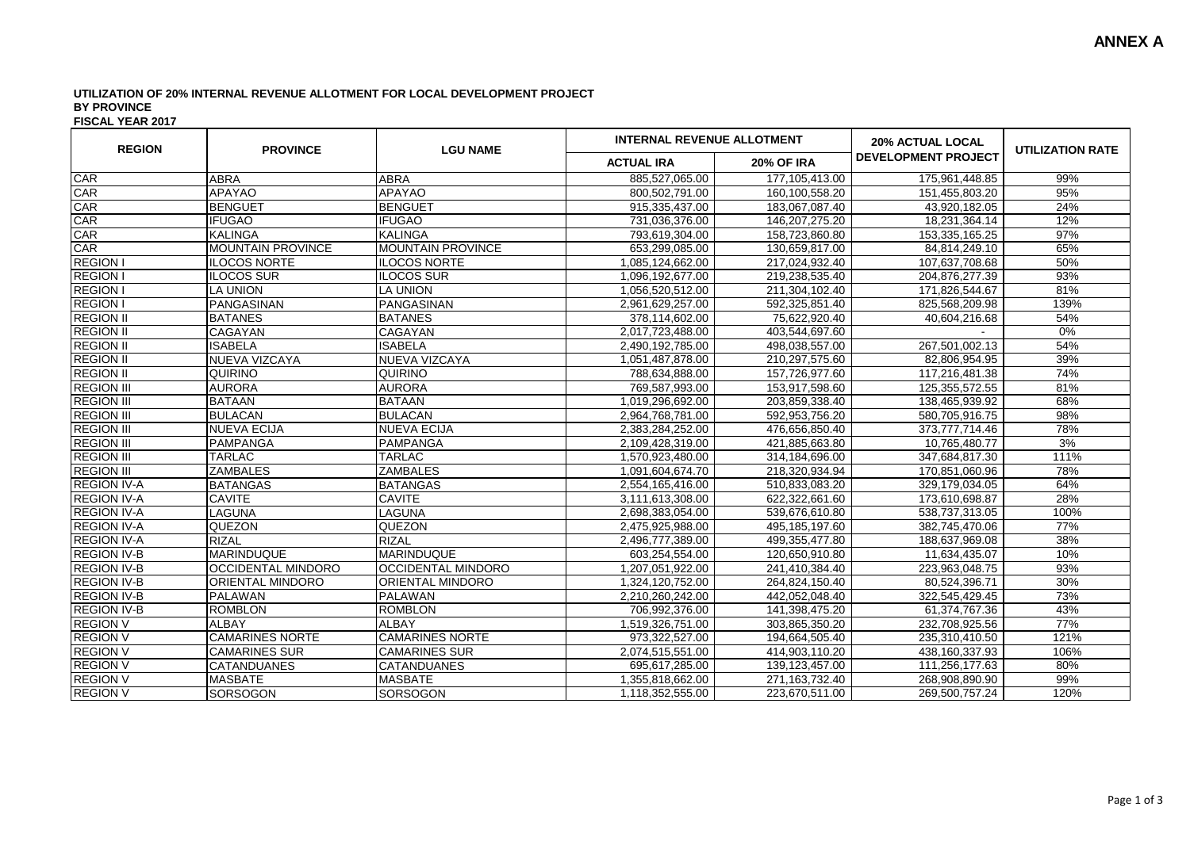# ANNEX A

**UTILIZATION OF 20% INTERNAL REVENUE ALLOTMENT FOR LOCAL DEVELOPMENT PROJECT**
**BY PROVINCE**
**FISCAL YEAR 2017**

| REGION | PROVINCE | LGU NAME | INTERNAL REVENUE ALLOTMENT | | 20% ACTUAL LOCAL DEVELOPMENT PROJECT | UTILIZATION RATE |
|---|---|---|---|---|---|---|
| | | | ACTUAL IRA | 20% OF IRA | | |
| CAR | ABRA | ABRA | 885,527,065.00 | 177,105,413.00 | 175,961,448.85 | 99% |
| CAR | APAYAO | APAYAO | 800,502,791.00 | 160,100,558.20 | 151,455,803.20 | 95% |
| CAR | BENGUET | BENGUET | 915,335,437.00 | 183,067,087.40 | 43,920,182.05 | 24% |
| CAR | IFUGAO | IFUGAO | 731,036,376.00 | 146,207,275.20 | 18,231,364.14 | 12% |
| CAR | KALINGA | KALINGA | 793,619,304.00 | 158,723,860.80 | 153,335,165.25 | 97% |
| CAR | MOUNTAIN PROVINCE | MOUNTAIN PROVINCE | 653,299,085.00 | 130,659,817.00 | 84,814,249.10 | 65% |
| REGION I | ILOCOS NORTE | ILOCOS NORTE | 1,085,124,662.00 | 217,024,932.40 | 107,637,708.68 | 50% |
| REGION I | ILOCOS SUR | ILOCOS SUR | 1,096,192,677.00 | 219,238,535.40 | 204,876,277.39 | 93% |
| REGION I | LA UNION | LA UNION | 1,056,520,512.00 | 211,304,102.40 | 171,826,544.67 | 81% |
| REGION I | PANGASINAN | PANGASINAN | 2,961,629,257.00 | 592,325,851.40 | 825,568,209.98 | 139% |
| REGION II | BATANES | BATANES | 378,114,602.00 | 75,622,920.40 | 40,604,216.68 | 54% |
| REGION II | CAGAYAN | CAGAYAN | 2,017,723,488.00 | 403,544,697.60 | - | 0% |
| REGION II | ISABELA | ISABELA | 2,490,192,785.00 | 498,038,557.00 | 267,501,002.13 | 54% |
| REGION II | NUEVA VIZCAYA | NUEVA VIZCAYA | 1,051,487,878.00 | 210,297,575.60 | 82,806,954.95 | 39% |
| REGION II | QUIRINO | QUIRINO | 788,634,888.00 | 157,726,977.60 | 117,216,481.38 | 74% |
| REGION III | AURORA | AURORA | 769,587,993.00 | 153,917,598.60 | 125,355,572.55 | 81% |
| REGION III | BATAAN | BATAAN | 1,019,296,692.00 | 203,859,338.40 | 138,465,939.92 | 68% |
| REGION III | BULACAN | BULACAN | 2,964,768,781.00 | 592,953,756.20 | 580,705,916.75 | 98% |
| REGION III | NUEVA ECIJA | NUEVA ECIJA | 2,383,284,252.00 | 476,656,850.40 | 373,777,714.46 | 78% |
| REGION III | PAMPANGA | PAMPANGA | 2,109,428,319.00 | 421,885,663.80 | 10,765,480.77 | 3% |
| REGION III | TARLAC | TARLAC | 1,570,923,480.00 | 314,184,696.00 | 347,684,817.30 | 111% |
| REGION III | ZAMBALES | ZAMBALES | 1,091,604,674.70 | 218,320,934.94 | 170,851,060.96 | 78% |
| REGION IV-A | BATANGAS | BATANGAS | 2,554,165,416.00 | 510,833,083.20 | 329,179,034.05 | 64% |
| REGION IV-A | CAVITE | CAVITE | 3,111,613,308.00 | 622,322,661.60 | 173,610,698.87 | 28% |
| REGION IV-A | LAGUNA | LAGUNA | 2,698,383,054.00 | 539,676,610.80 | 538,737,313.05 | 100% |
| REGION IV-A | QUEZON | QUEZON | 2,475,925,988.00 | 495,185,197.60 | 382,745,470.06 | 77% |
| REGION IV-A | RIZAL | RIZAL | 2,496,777,389.00 | 499,355,477.80 | 188,637,969.08 | 38% |
| REGION IV-B | MARINDUQUE | MARINDUQUE | 603,254,554.00 | 120,650,910.80 | 11,634,435.07 | 10% |
| REGION IV-B | OCCIDENTAL MINDORO | OCCIDENTAL MINDORO | 1,207,051,922.00 | 241,410,384.40 | 223,963,048.75 | 93% |
| REGION IV-B | ORIENTAL MINDORO | ORIENTAL MINDORO | 1,324,120,752.00 | 264,824,150.40 | 80,524,396.71 | 30% |
| REGION IV-B | PALAWAN | PALAWAN | 2,210,260,242.00 | 442,052,048.40 | 322,545,429.45 | 73% |
| REGION IV-B | ROMBLON | ROMBLON | 706,992,376.00 | 141,398,475.20 | 61,374,767.36 | 43% |
| REGION V | ALBAY | ALBAY | 1,519,326,751.00 | 303,865,350.20 | 232,708,925.56 | 77% |
| REGION V | CAMARINES NORTE | CAMARINES NORTE | 973,322,527.00 | 194,664,505.40 | 235,310,410.50 | 121% |
| REGION V | CAMARINES SUR | CAMARINES SUR | 2,074,515,551.00 | 414,903,110.20 | 438,160,337.93 | 106% |
| REGION V | CATANDUANES | CATANDUANES | 695,617,285.00 | 139,123,457.00 | 111,256,177.63 | 80% |
| REGION V | MASBATE | MASBATE | 1,355,818,662.00 | 271,163,732.40 | 268,908,890.90 | 99% |
| REGION V | SORSOGON | SORSOGON | 1,118,352,555.00 | 223,670,511.00 | 269,500,757.24 | 120% |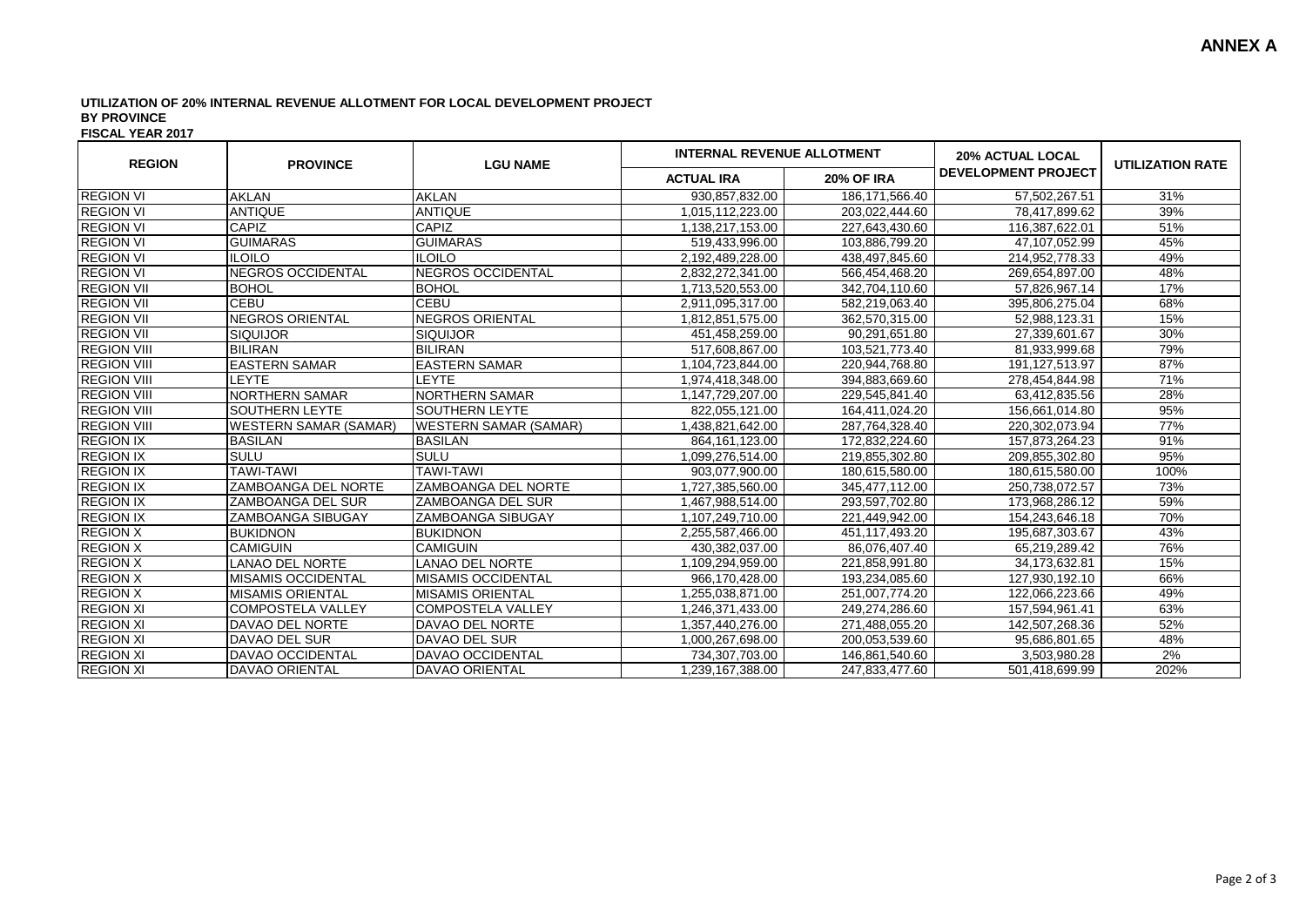**ANNEX A**

**UTILIZATION OF 20% INTERNAL REVENUE ALLOTMENT FOR LOCAL DEVELOPMENT PROJECT**
**BY PROVINCE**
**FISCAL YEAR 2017**

| REGION | PROVINCE | LGU NAME | INTERNAL REVENUE ALLOTMENT | | 20% ACTUAL LOCAL DEVELOPMENT PROJECT | UTILIZATION RATE |
|---|---|---|---|---|---|---|
| | | | ACTUAL IRA | 20% OF IRA | | |
| REGION VI | AKLAN | AKLAN | 930,857,832.00 | 186,171,566.40 | 57,502,267.51 | 31% |
| REGION VI | ANTIQUE | ANTIQUE | 1,015,112,223.00 | 203,022,444.60 | 78,417,899.62 | 39% |
| REGION VI | CAPIZ | CAPIZ | 1,138,217,153.00 | 227,643,430.60 | 116,387,622.01 | 51% |
| REGION VI | GUIMARAS | GUIMARAS | 519,433,996.00 | 103,886,799.20 | 47,107,052.99 | 45% |
| REGION VI | ILOILO | ILOILO | 2,192,489,228.00 | 438,497,845.60 | 214,952,778.33 | 49% |
| REGION VI | NEGROS OCCIDENTAL | NEGROS OCCIDENTAL | 2,832,272,341.00 | 566,454,468.20 | 269,654,897.00 | 48% |
| REGION VII | BOHOL | BOHOL | 1,713,520,553.00 | 342,704,110.60 | 57,826,967.14 | 17% |
| REGION VII | CEBU | CEBU | 2,911,095,317.00 | 582,219,063.40 | 395,806,275.04 | 68% |
| REGION VII | NEGROS ORIENTAL | NEGROS ORIENTAL | 1,812,851,575.00 | 362,570,315.00 | 52,988,123.31 | 15% |
| REGION VII | SIQUIJOR | SIQUIJOR | 451,458,259.00 | 90,291,651.80 | 27,339,601.67 | 30% |
| REGION VIII | BILIRAN | BILIRAN | 517,608,867.00 | 103,521,773.40 | 81,933,999.68 | 79% |
| REGION VIII | EASTERN SAMAR | EASTERN SAMAR | 1,104,723,844.00 | 220,944,768.80 | 191,127,513.97 | 87% |
| REGION VIII | LEYTE | LEYTE | 1,974,418,348.00 | 394,883,669.60 | 278,454,844.98 | 71% |
| REGION VIII | NORTHERN SAMAR | NORTHERN SAMAR | 1,147,729,207.00 | 229,545,841.40 | 63,412,835.56 | 28% |
| REGION VIII | SOUTHERN LEYTE | SOUTHERN LEYTE | 822,055,121.00 | 164,411,024.20 | 156,661,014.80 | 95% |
| REGION VIII | WESTERN SAMAR (SAMAR) | WESTERN SAMAR (SAMAR) | 1,438,821,642.00 | 287,764,328.40 | 220,302,073.94 | 77% |
| REGION IX | BASILAN | BASILAN | 864,161,123.00 | 172,832,224.60 | 157,873,264.23 | 91% |
| REGION IX | SULU | SULU | 1,099,276,514.00 | 219,855,302.80 | 209,855,302.80 | 95% |
| REGION IX | TAWI-TAWI | TAWI-TAWI | 903,077,900.00 | 180,615,580.00 | 180,615,580.00 | 100% |
| REGION IX | ZAMBOANGA DEL NORTE | ZAMBOANGA DEL NORTE | 1,727,385,560.00 | 345,477,112.00 | 250,738,072.57 | 73% |
| REGION IX | ZAMBOANGA DEL SUR | ZAMBOANGA DEL SUR | 1,467,988,514.00 | 293,597,702.80 | 173,968,286.12 | 59% |
| REGION IX | ZAMBOANGA SIBUGAY | ZAMBOANGA SIBUGAY | 1,107,249,710.00 | 221,449,942.00 | 154,243,646.18 | 70% |
| REGION X | BUKIDNON | BUKIDNON | 2,255,587,466.00 | 451,117,493.20 | 195,687,303.67 | 43% |
| REGION X | CAMIGUIN | CAMIGUIN | 430,382,037.00 | 86,076,407.40 | 65,219,289.42 | 76% |
| REGION X | LANAO DEL NORTE | LANAO DEL NORTE | 1,109,294,959.00 | 221,858,991.80 | 34,173,632.81 | 15% |
| REGION X | MISAMIS OCCIDENTAL | MISAMIS OCCIDENTAL | 966,170,428.00 | 193,234,085.60 | 127,930,192.10 | 66% |
| REGION X | MISAMIS ORIENTAL | MISAMIS ORIENTAL | 1,255,038,871.00 | 251,007,774.20 | 122,066,223.66 | 49% |
| REGION XI | COMPOSTELA VALLEY | COMPOSTELA VALLEY | 1,246,371,433.00 | 249,274,286.60 | 157,594,961.41 | 63% |
| REGION XI | DAVAO DEL NORTE | DAVAO DEL NORTE | 1,357,440,276.00 | 271,488,055.20 | 142,507,268.36 | 52% |
| REGION XI | DAVAO DEL SUR | DAVAO DEL SUR | 1,000,267,698.00 | 200,053,539.60 | 95,686,801.65 | 48% |
| REGION XI | DAVAO OCCIDENTAL | DAVAO OCCIDENTAL | 734,307,703.00 | 146,861,540.60 | 3,503,980.28 | 2% |
| REGION XI | DAVAO ORIENTAL | DAVAO ORIENTAL | 1,239,167,388.00 | 247,833,477.60 | 501,418,699.99 | 202% |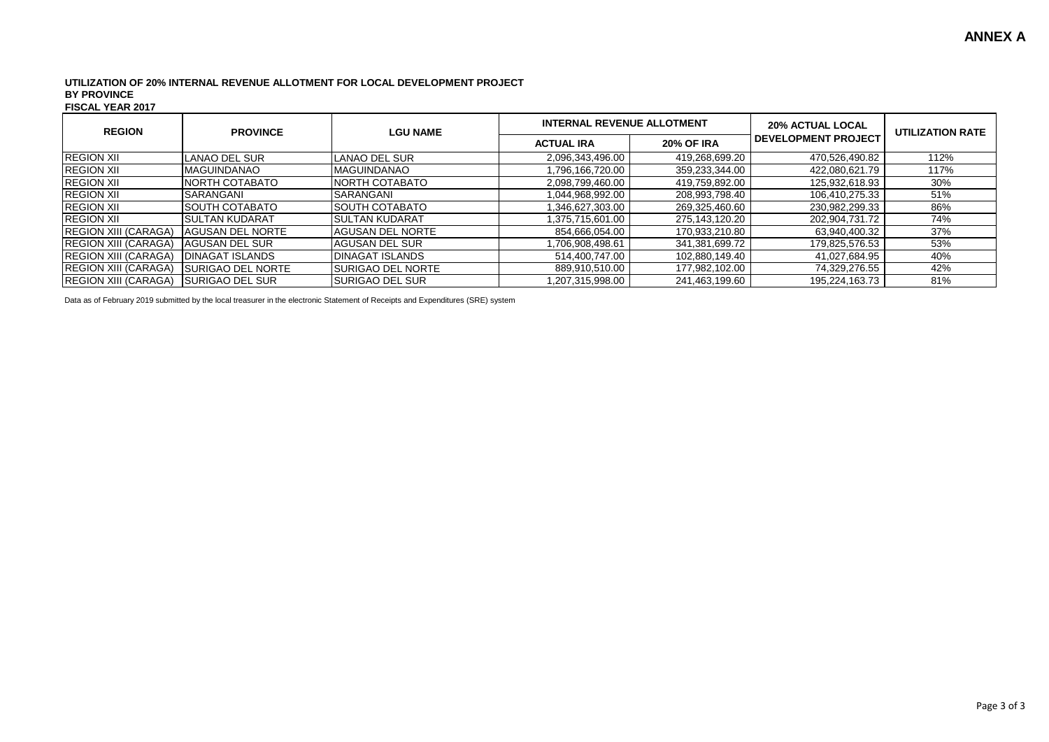**ANNEX A**

**UTILIZATION OF 20% INTERNAL REVENUE ALLOTMENT FOR LOCAL DEVELOPMENT PROJECT**
**BY PROVINCE**
**FISCAL YEAR 2017**

| REGION | PROVINCE | LGU NAME | INTERNAL REVENUE ALLOTMENT | | 20% ACTUAL LOCAL DEVELOPMENT PROJECT | UTILIZATION RATE |
|---|---|---|---|---|---|---|
| | | | ACTUAL IRA | 20% OF IRA | | |
| REGION XII | LANAO DEL SUR | LANAO DEL SUR | 2,096,343,496.00 | 419,268,699.20 | 470,526,490.82 | 112% |
| REGION XII | MAGUINDANAO | MAGUINDANAO | 1,796,166,720.00 | 359,233,344.00 | 422,080,621.79 | 117% |
| REGION XII | NORTH COTABATO | NORTH COTABATO | 2,098,799,460.00 | 419,759,892.00 | 125,932,618.93 | 30% |
| REGION XII | SARANGANI | SARANGANI | 1,044,968,992.00 | 208,993,798.40 | 106,410,275.33 | 51% |
| REGION XII | SOUTH COTABATO | SOUTH COTABATO | 1,346,627,303.00 | 269,325,460.60 | 230,982,299.33 | 86% |
| REGION XII | SULTAN KUDARAT | SULTAN KUDARAT | 1,375,715,601.00 | 275,143,120.20 | 202,904,731.72 | 74% |
| REGION XIII (CARAGA) | AGUSAN DEL NORTE | AGUSAN DEL NORTE | 854,666,054.00 | 170,933,210.80 | 63,940,400.32 | 37% |
| REGION XIII (CARAGA) | AGUSAN DEL SUR | AGUSAN DEL SUR | 1,706,908,498.61 | 341,381,699.72 | 179,825,576.53 | 53% |
| REGION XIII (CARAGA) | DINAGAT ISLANDS | DINAGAT ISLANDS | 514,400,747.00 | 102,880,149.40 | 41,027,684.95 | 40% |
| REGION XIII (CARAGA) | SURIGAO DEL NORTE | SURIGAO DEL NORTE | 889,910,510.00 | 177,982,102.00 | 74,329,276.55 | 42% |
| REGION XIII (CARAGA) | SURIGAO DEL SUR | SURIGAO DEL SUR | 1,207,315,998.00 | 241,463,199.60 | 195,224,163.73 | 81% |

Data as of February 2019 submitted by the local treasurer in the electronic Statement of Receipts and Expenditures (SRE) system